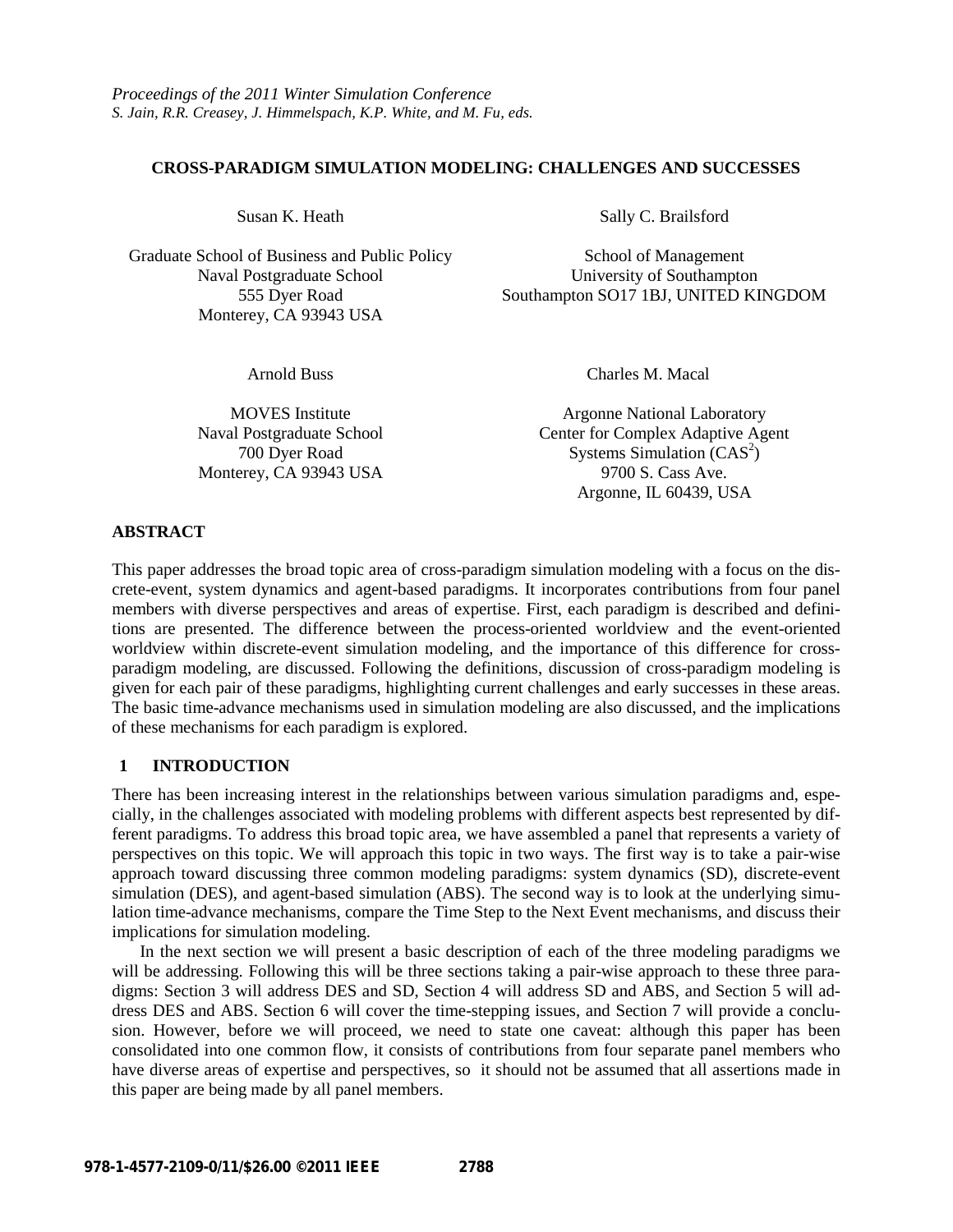*Proceedings of the 2011 Winter Simulation Conference*
*S. Jain, R.R. Creasey, J. Himmelspach, K.P. White, and M. Fu, eds.*

# CROSS-PARADIGM SIMULATION MODELING: CHALLENGES AND SUCCESSES

Susan K. Heath

Graduate School of Business and Public Policy
Naval Postgraduate School
555 Dyer Road
Monterey, CA 93943 USA

Sally C. Brailsford

School of Management
University of Southampton
Southampton SO17 1BJ, UNITED KINGDOM

Arnold Buss

MOVES Institute
Naval Postgraduate School
700 Dyer Road
Monterey, CA 93943 USA

Charles M. Macal

Argonne National Laboratory
Center for Complex Adaptive Agent
Systems Simulation ($CAS^2$)
9700 S. Cass Ave.
Argonne, IL 60439, USA

## ABSTRACT

This paper addresses the broad topic area of cross-paradigm simulation modeling with a focus on the discrete-event, system dynamics and agent-based paradigms. It incorporates contributions from four panel members with diverse perspectives and areas of expertise. First, each paradigm is described and definitions are presented. The difference between the process-oriented worldview and the event-oriented worldview within discrete-event simulation modeling, and the importance of this difference for cross-paradigm modeling, are discussed. Following the definitions, discussion of cross-paradigm modeling is given for each pair of these paradigms, highlighting current challenges and early successes in these areas. The basic time-advance mechanisms used in simulation modeling are also discussed, and the implications of these mechanisms for each paradigm is explored.

## 1 INTRODUCTION

There has been increasing interest in the relationships between various simulation paradigms and, especially, in the challenges associated with modeling problems with different aspects best represented by different paradigms. To address this broad topic area, we have assembled a panel that represents a variety of perspectives on this topic. We will approach this topic in two ways. The first way is to take a pair-wise approach toward discussing three common modeling paradigms: system dynamics (SD), discrete-event simulation (DES), and agent-based simulation (ABS). The second way is to look at the underlying simulation time-advance mechanisms, compare the Time Step to the Next Event mechanisms, and discuss their implications for simulation modeling.

In the next section we will present a basic description of each of the three modeling paradigms we will be addressing. Following this will be three sections taking a pair-wise approach to these three paradigms: Section 3 will address DES and SD, Section 4 will address SD and ABS, and Section 5 will address DES and ABS. Section 6 will cover the time-stepping issues, and Section 7 will provide a conclusion. However, before we will proceed, we need to state one caveat: although this paper has been consolidated into one common flow, it consists of contributions from four separate panel members who have diverse areas of expertise and perspectives, so it should not be assumed that all assertions made in this paper are being made by all panel members.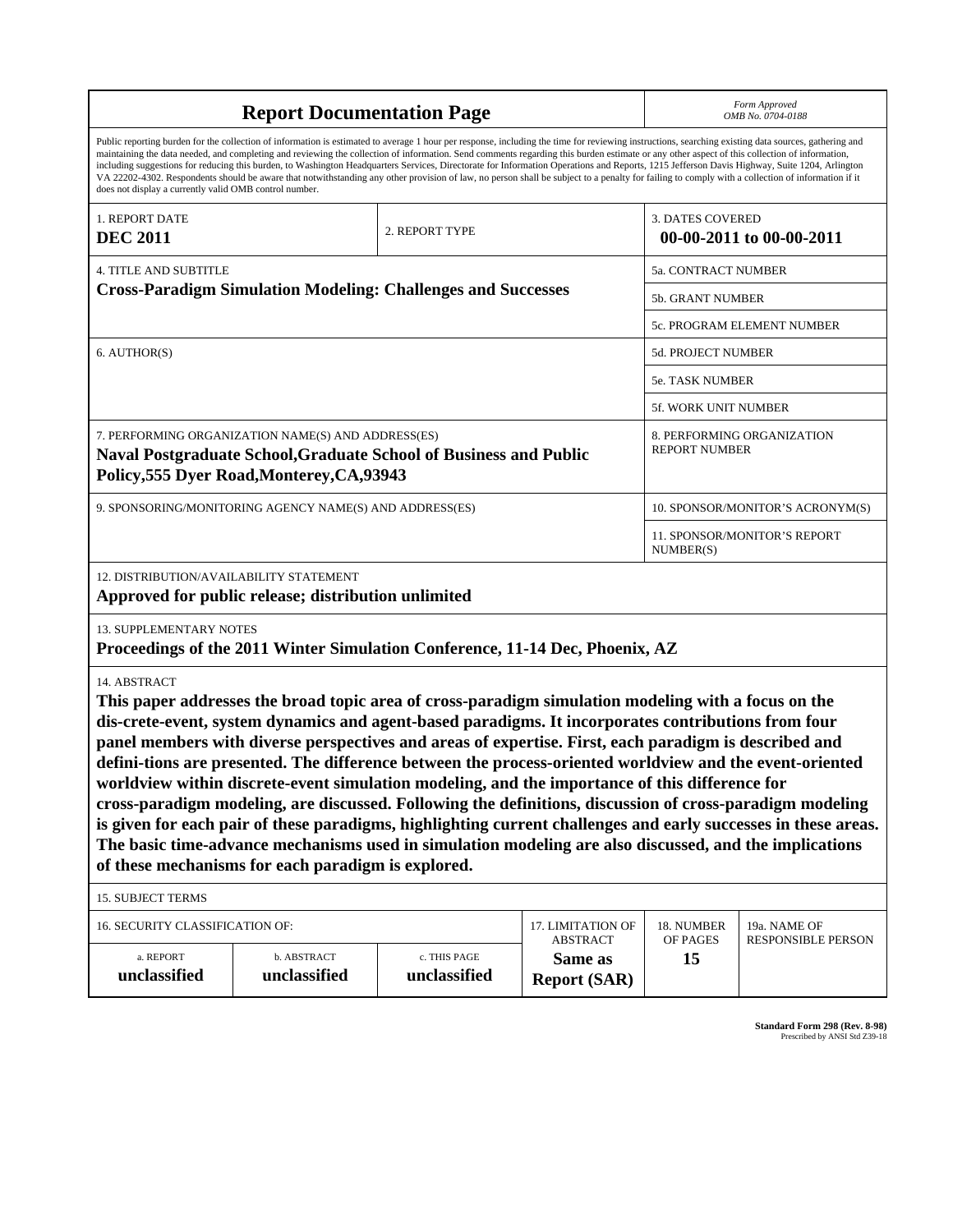# Report Documentation Page

*Form Approved*
*OMB No. 0704-0188*

Public reporting burden for the collection of information is estimated to average 1 hour per response, including the time for reviewing instructions, searching existing data sources, gathering and maintaining the data needed, and completing and reviewing the collection of information. Send comments regarding this burden estimate or any other aspect of this collection of information, including suggestions for reducing this burden, to Washington Headquarters Services, Directorate for Information Operations and Reports, 1215 Jefferson Davis Highway, Suite 1204, Arlington VA 22202-4302. Respondents should be aware that notwithstanding any other provision of law, no person shall be subject to a penalty for failing to comply with a collection of information if it does not display a currently valid OMB control number.

| 1. REPORT DATE | 2. REPORT TYPE | 3. DATES COVERED |
|---|---|---|
| **DEC 2011** | | **00-00-2011 to 00-00-2011** |

| 4. TITLE AND SUBTITLE | |
|---|---|
| **Cross-Paradigm Simulation Modeling: Challenges and Successes** | 5a. CONTRACT NUMBER |
| | 5b. GRANT NUMBER |
| | 5c. PROGRAM ELEMENT NUMBER |
| 6. AUTHOR(S) | 5d. PROJECT NUMBER |
| | 5e. TASK NUMBER |
| | 5f. WORK UNIT NUMBER |
| 7. PERFORMING ORGANIZATION NAME(S) AND ADDRESS(ES) **Naval Postgraduate School,Graduate School of Business and Public Policy,555 Dyer Road,Monterey,CA,93943** | 8. PERFORMING ORGANIZATION REPORT NUMBER |
| 9. SPONSORING/MONITORING AGENCY NAME(S) AND ADDRESS(ES) | 10. SPONSOR/MONITOR'S ACRONYM(S) |
| | 11. SPONSOR/MONITOR'S REPORT NUMBER(S) |

12. DISTRIBUTION/AVAILABILITY STATEMENT
**Approved for public release; distribution unlimited**

13. SUPPLEMENTARY NOTES
**Proceedings of the 2011 Winter Simulation Conference, 11-14 Dec, Phoenix, AZ**

14. ABSTRACT
**This paper addresses the broad topic area of cross-paradigm simulation modeling with a focus on the dis-crete-event, system dynamics and agent-based paradigms. It incorporates contributions from four panel members with diverse perspectives and areas of expertise. First, each paradigm is described and defini-tions are presented. The difference between the process-oriented worldview and the event-oriented worldview within discrete-event simulation modeling, and the importance of this difference for cross-paradigm modeling, are discussed. Following the definitions, discussion of cross-paradigm modeling is given for each pair of these paradigms, highlighting current challenges and early successes in these areas. The basic time-advance mechanisms used in simulation modeling are also discussed, and the implications of these mechanisms for each paradigm is explored.**

15. SUBJECT TERMS

| 16. SECURITY CLASSIFICATION OF: | | | 17. LIMITATION OF ABSTRACT | 18. NUMBER OF PAGES | 19a. NAME OF RESPONSIBLE PERSON |
|---|---|---|---|---|---|
| a. REPORT | b. ABSTRACT | c. THIS PAGE | | | |
| **unclassified** | **unclassified** | **unclassified** | **Same as Report (SAR)** | **15** | |

**Standard Form 298 (Rev. 8-98)**
Prescribed by ANSI Std Z39-18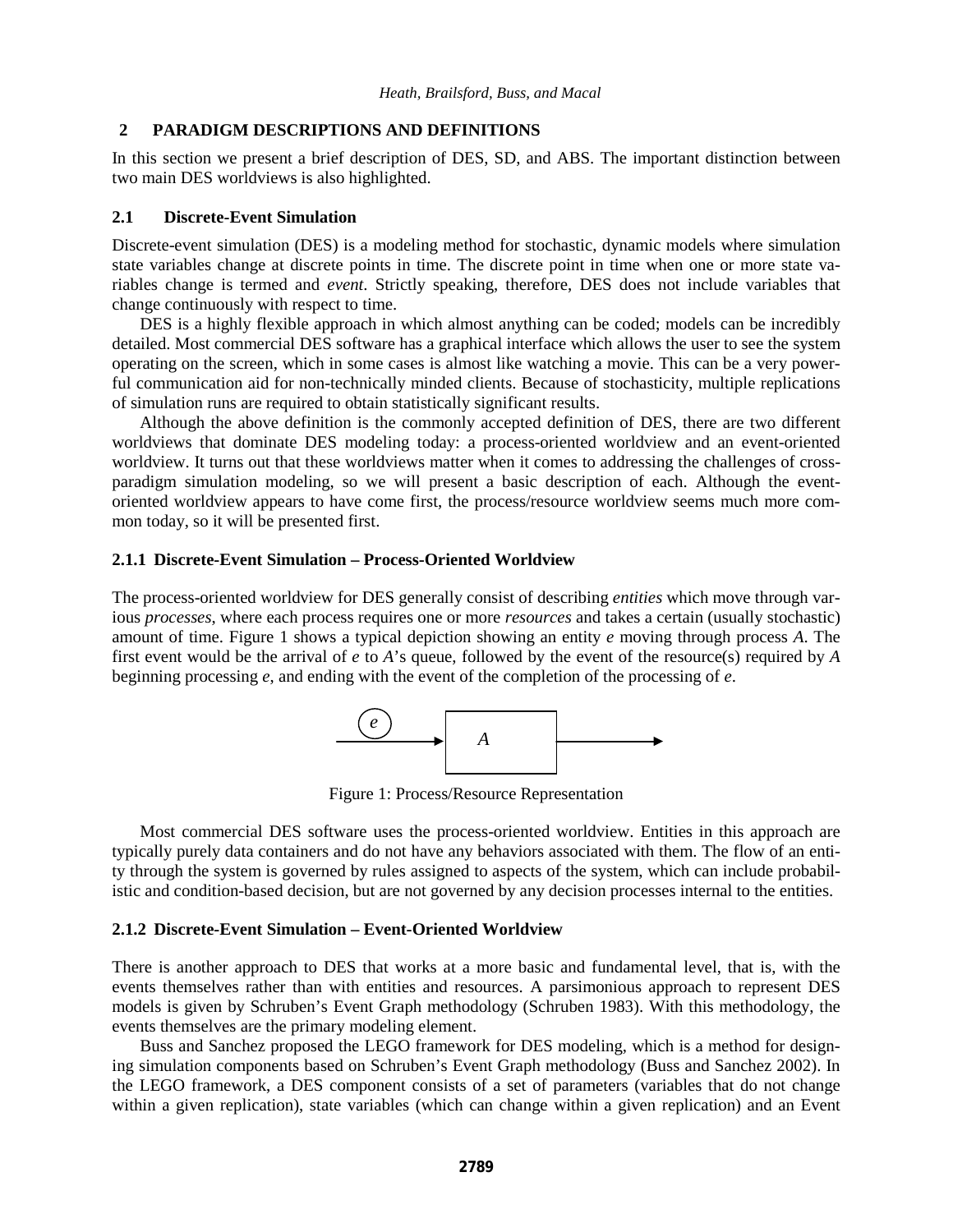## 2 PARADIGM DESCRIPTIONS AND DEFINITIONS

In this section we present a brief description of DES, SD, and ABS. The important distinction between two main DES worldviews is also highlighted.

### 2.1 Discrete-Event Simulation

Discrete-event simulation (DES) is a modeling method for stochastic, dynamic models where simulation state variables change at discrete points in time. The discrete point in time when one or more state variables change is termed and *event*. Strictly speaking, therefore, DES does not include variables that change continuously with respect to time.

DES is a highly flexible approach in which almost anything can be coded; models can be incredibly detailed. Most commercial DES software has a graphical interface which allows the user to see the system operating on the screen, which in some cases is almost like watching a movie. This can be a very powerful communication aid for non-technically minded clients. Because of stochasticity, multiple replications of simulation runs are required to obtain statistically significant results.

Although the above definition is the commonly accepted definition of DES, there are two different worldviews that dominate DES modeling today: a process-oriented worldview and an event-oriented worldview. It turns out that these worldviews matter when it comes to addressing the challenges of cross-paradigm simulation modeling, so we will present a basic description of each. Although the event-oriented worldview appears to have come first, the process/resource worldview seems much more common today, so it will be presented first.

#### 2.1.1 Discrete-Event Simulation – Process-Oriented Worldview

The process-oriented worldview for DES generally consist of describing *entities* which move through various *processes*, where each process requires one or more *resources* and takes a certain (usually stochastic) amount of time. Figure 1 shows a typical depiction showing an entity *e* moving through process *A*. The first event would be the arrival of *e* to *A*'s queue, followed by the event of the resource(s) required by *A* beginning processing *e*, and ending with the event of the completion of the processing of *e*.

Figure 1: Process/Resource Representation

Most commercial DES software uses the process-oriented worldview. Entities in this approach are typically purely data containers and do not have any behaviors associated with them. The flow of an entity through the system is governed by rules assigned to aspects of the system, which can include probabilistic and condition-based decision, but are not governed by any decision processes internal to the entities.

#### 2.1.2 Discrete-Event Simulation – Event-Oriented Worldview

There is another approach to DES that works at a more basic and fundamental level, that is, with the events themselves rather than with entities and resources. A parsimonious approach to represent DES models is given by Schruben's Event Graph methodology (Schruben 1983). With this methodology, the events themselves are the primary modeling element.

Buss and Sanchez proposed the LEGO framework for DES modeling, which is a method for designing simulation components based on Schruben's Event Graph methodology (Buss and Sanchez 2002). In the LEGO framework, a DES component consists of a set of parameters (variables that do not change within a given replication), state variables (which can change within a given replication) and an Event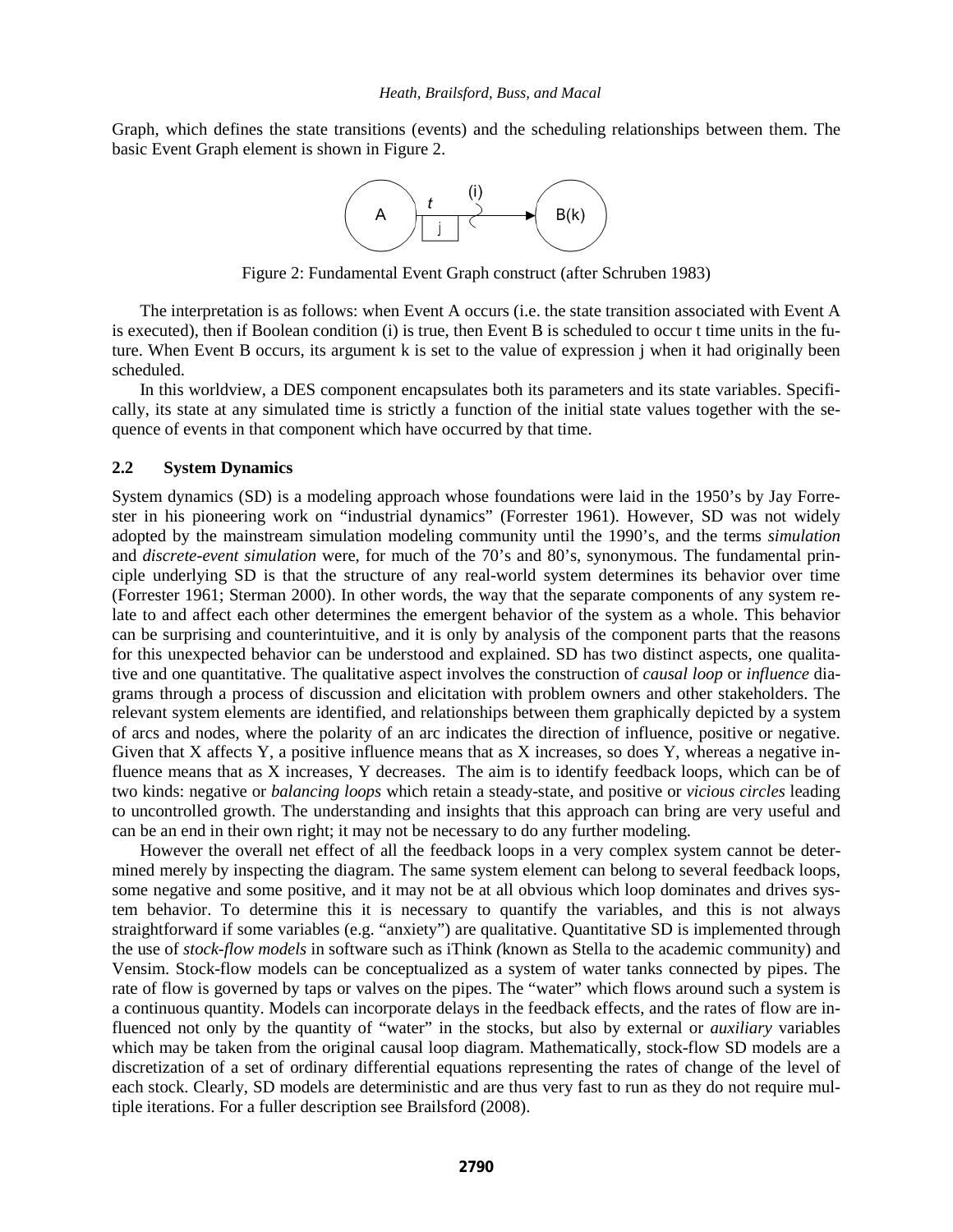Graph, which defines the state transitions (events) and the scheduling relationships between them. The basic Event Graph element is shown in Figure 2.

Figure 2: Fundamental Event Graph construct (after Schruben 1983)

The interpretation is as follows: when Event A occurs (i.e. the state transition associated with Event A is executed), then if Boolean condition (i) is true, then Event B is scheduled to occur t time units in the future. When Event B occurs, its argument k is set to the value of expression j when it had originally been scheduled.

In this worldview, a DES component encapsulates both its parameters and its state variables. Specifically, its state at any simulated time is strictly a function of the initial state values together with the sequence of events in that component which have occurred by that time.

## 2.2 System Dynamics

System dynamics (SD) is a modeling approach whose foundations were laid in the 1950's by Jay Forrester in his pioneering work on "industrial dynamics" (Forrester 1961). However, SD was not widely adopted by the mainstream simulation modeling community until the 1990's, and the terms *simulation* and *discrete-event simulation* were, for much of the 70's and 80's, synonymous. The fundamental principle underlying SD is that the structure of any real-world system determines its behavior over time (Forrester 1961; Sterman 2000). In other words, the way that the separate components of any system relate to and affect each other determines the emergent behavior of the system as a whole. This behavior can be surprising and counterintuitive, and it is only by analysis of the component parts that the reasons for this unexpected behavior can be understood and explained. SD has two distinct aspects, one qualitative and one quantitative. The qualitative aspect involves the construction of *causal loop* or *influence* diagrams through a process of discussion and elicitation with problem owners and other stakeholders. The relevant system elements are identified, and relationships between them graphically depicted by a system of arcs and nodes, where the polarity of an arc indicates the direction of influence, positive or negative. Given that X affects Y, a positive influence means that as X increases, so does Y, whereas a negative influence means that as X increases, Y decreases. The aim is to identify feedback loops, which can be of two kinds: negative or *balancing loops* which retain a steady-state, and positive or *vicious circles* leading to uncontrolled growth. The understanding and insights that this approach can bring are very useful and can be an end in their own right; it may not be necessary to do any further modeling.

However the overall net effect of all the feedback loops in a very complex system cannot be determined merely by inspecting the diagram. The same system element can belong to several feedback loops, some negative and some positive, and it may not be at all obvious which loop dominates and drives system behavior. To determine this it is necessary to quantify the variables, and this is not always straightforward if some variables (e.g. "anxiety") are qualitative. Quantitative SD is implemented through the use of *stock-flow models* in software such as iThink *(*known as Stella to the academic community) and Vensim. Stock-flow models can be conceptualized as a system of water tanks connected by pipes. The rate of flow is governed by taps or valves on the pipes. The "water" which flows around such a system is a continuous quantity. Models can incorporate delays in the feedback effects, and the rates of flow are influenced not only by the quantity of "water" in the stocks, but also by external or *auxiliary* variables which may be taken from the original causal loop diagram. Mathematically, stock-flow SD models are a discretization of a set of ordinary differential equations representing the rates of change of the level of each stock. Clearly, SD models are deterministic and are thus very fast to run as they do not require multiple iterations. For a fuller description see Brailsford (2008).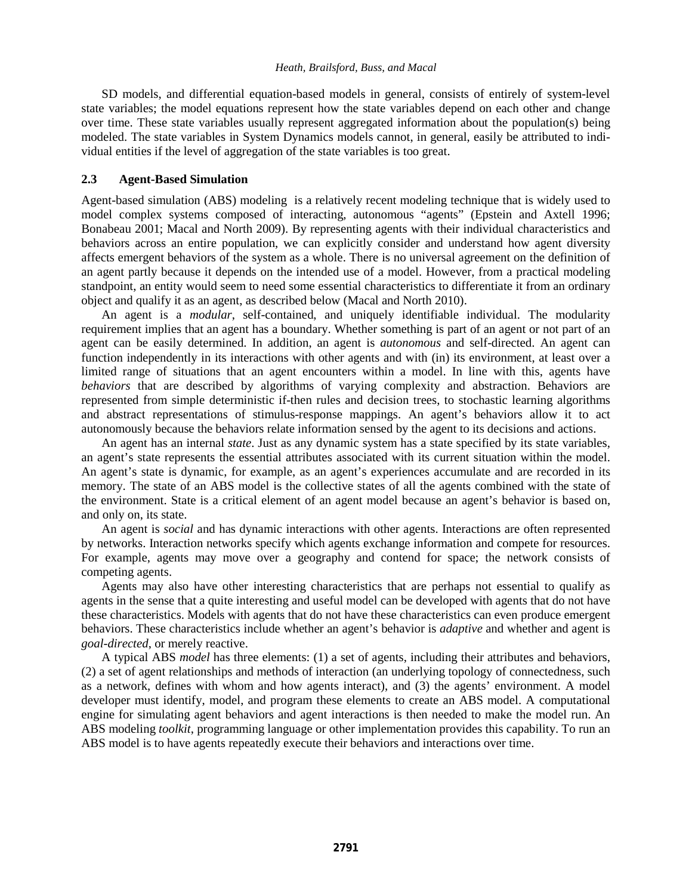SD models, and differential equation-based models in general, consists of entirely of system-level state variables; the model equations represent how the state variables depend on each other and change over time. These state variables usually represent aggregated information about the population(s) being modeled. The state variables in System Dynamics models cannot, in general, easily be attributed to individual entities if the level of aggregation of the state variables is too great.

### 2.3 Agent-Based Simulation

Agent-based simulation (ABS) modeling is a relatively recent modeling technique that is widely used to model complex systems composed of interacting, autonomous "agents" (Epstein and Axtell 1996; Bonabeau 2001; Macal and North 2009). By representing agents with their individual characteristics and behaviors across an entire population, we can explicitly consider and understand how agent diversity affects emergent behaviors of the system as a whole. There is no universal agreement on the definition of an agent partly because it depends on the intended use of a model. However, from a practical modeling standpoint, an entity would seem to need some essential characteristics to differentiate it from an ordinary object and qualify it as an agent, as described below (Macal and North 2010).

An agent is a *modular*, self-contained, and uniquely identifiable individual. The modularity requirement implies that an agent has a boundary. Whether something is part of an agent or not part of an agent can be easily determined. In addition, an agent is *autonomous* and self-directed. An agent can function independently in its interactions with other agents and with (in) its environment, at least over a limited range of situations that an agent encounters within a model. In line with this, agents have *behaviors* that are described by algorithms of varying complexity and abstraction. Behaviors are represented from simple deterministic if-then rules and decision trees, to stochastic learning algorithms and abstract representations of stimulus-response mappings. An agent's behaviors allow it to act autonomously because the behaviors relate information sensed by the agent to its decisions and actions.

An agent has an internal *state*. Just as any dynamic system has a state specified by its state variables, an agent's state represents the essential attributes associated with its current situation within the model. An agent's state is dynamic, for example, as an agent's experiences accumulate and are recorded in its memory. The state of an ABS model is the collective states of all the agents combined with the state of the environment. State is a critical element of an agent model because an agent's behavior is based on, and only on, its state.

An agent is *social* and has dynamic interactions with other agents. Interactions are often represented by networks. Interaction networks specify which agents exchange information and compete for resources. For example, agents may move over a geography and contend for space; the network consists of competing agents.

Agents may also have other interesting characteristics that are perhaps not essential to qualify as agents in the sense that a quite interesting and useful model can be developed with agents that do not have these characteristics. Models with agents that do not have these characteristics can even produce emergent behaviors. These characteristics include whether an agent's behavior is *adaptive* and whether and agent is *goal-directed*, or merely reactive.

A typical ABS *model* has three elements: (1) a set of agents, including their attributes and behaviors, (2) a set of agent relationships and methods of interaction (an underlying topology of connectedness, such as a network, defines with whom and how agents interact), and (3) the agents' environment. A model developer must identify, model, and program these elements to create an ABS model. A computational engine for simulating agent behaviors and agent interactions is then needed to make the model run. An ABS modeling *toolkit*, programming language or other implementation provides this capability. To run an ABS model is to have agents repeatedly execute their behaviors and interactions over time.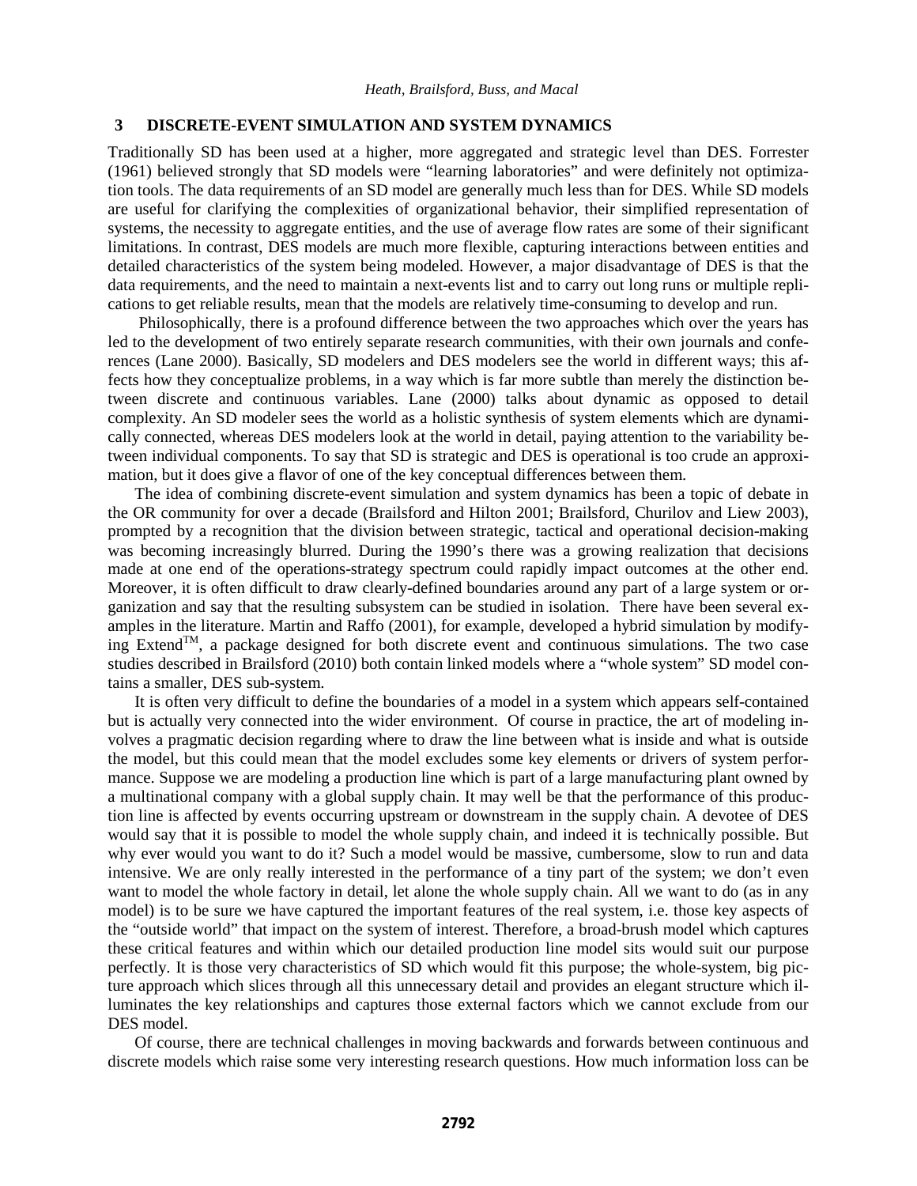## 3 DISCRETE-EVENT SIMULATION AND SYSTEM DYNAMICS

Traditionally SD has been used at a higher, more aggregated and strategic level than DES. Forrester (1961) believed strongly that SD models were "learning laboratories" and were definitely not optimization tools. The data requirements of an SD model are generally much less than for DES. While SD models are useful for clarifying the complexities of organizational behavior, their simplified representation of systems, the necessity to aggregate entities, and the use of average flow rates are some of their significant limitations. In contrast, DES models are much more flexible, capturing interactions between entities and detailed characteristics of the system being modeled. However, a major disadvantage of DES is that the data requirements, and the need to maintain a next-events list and to carry out long runs or multiple replications to get reliable results, mean that the models are relatively time-consuming to develop and run.

Philosophically, there is a profound difference between the two approaches which over the years has led to the development of two entirely separate research communities, with their own journals and conferences (Lane 2000). Basically, SD modelers and DES modelers see the world in different ways; this affects how they conceptualize problems, in a way which is far more subtle than merely the distinction between discrete and continuous variables. Lane (2000) talks about dynamic as opposed to detail complexity. An SD modeler sees the world as a holistic synthesis of system elements which are dynamically connected, whereas DES modelers look at the world in detail, paying attention to the variability between individual components. To say that SD is strategic and DES is operational is too crude an approximation, but it does give a flavor of one of the key conceptual differences between them.

The idea of combining discrete-event simulation and system dynamics has been a topic of debate in the OR community for over a decade (Brailsford and Hilton 2001; Brailsford, Churilov and Liew 2003), prompted by a recognition that the division between strategic, tactical and operational decision-making was becoming increasingly blurred. During the 1990's there was a growing realization that decisions made at one end of the operations-strategy spectrum could rapidly impact outcomes at the other end. Moreover, it is often difficult to draw clearly-defined boundaries around any part of a large system or organization and say that the resulting subsystem can be studied in isolation. There have been several examples in the literature. Martin and Raffo (2001), for example, developed a hybrid simulation by modifying Extend™, a package designed for both discrete event and continuous simulations. The two case studies described in Brailsford (2010) both contain linked models where a "whole system" SD model contains a smaller, DES sub-system.

It is often very difficult to define the boundaries of a model in a system which appears self-contained but is actually very connected into the wider environment. Of course in practice, the art of modeling involves a pragmatic decision regarding where to draw the line between what is inside and what is outside the model, but this could mean that the model excludes some key elements or drivers of system performance. Suppose we are modeling a production line which is part of a large manufacturing plant owned by a multinational company with a global supply chain. It may well be that the performance of this production line is affected by events occurring upstream or downstream in the supply chain. A devotee of DES would say that it is possible to model the whole supply chain, and indeed it is technically possible. But why ever would you want to do it? Such a model would be massive, cumbersome, slow to run and data intensive. We are only really interested in the performance of a tiny part of the system; we don't even want to model the whole factory in detail, let alone the whole supply chain. All we want to do (as in any model) is to be sure we have captured the important features of the real system, i.e. those key aspects of the "outside world" that impact on the system of interest. Therefore, a broad-brush model which captures these critical features and within which our detailed production line model sits would suit our purpose perfectly. It is those very characteristics of SD which would fit this purpose; the whole-system, big picture approach which slices through all this unnecessary detail and provides an elegant structure which illuminates the key relationships and captures those external factors which we cannot exclude from our DES model.

Of course, there are technical challenges in moving backwards and forwards between continuous and discrete models which raise some very interesting research questions. How much information loss can be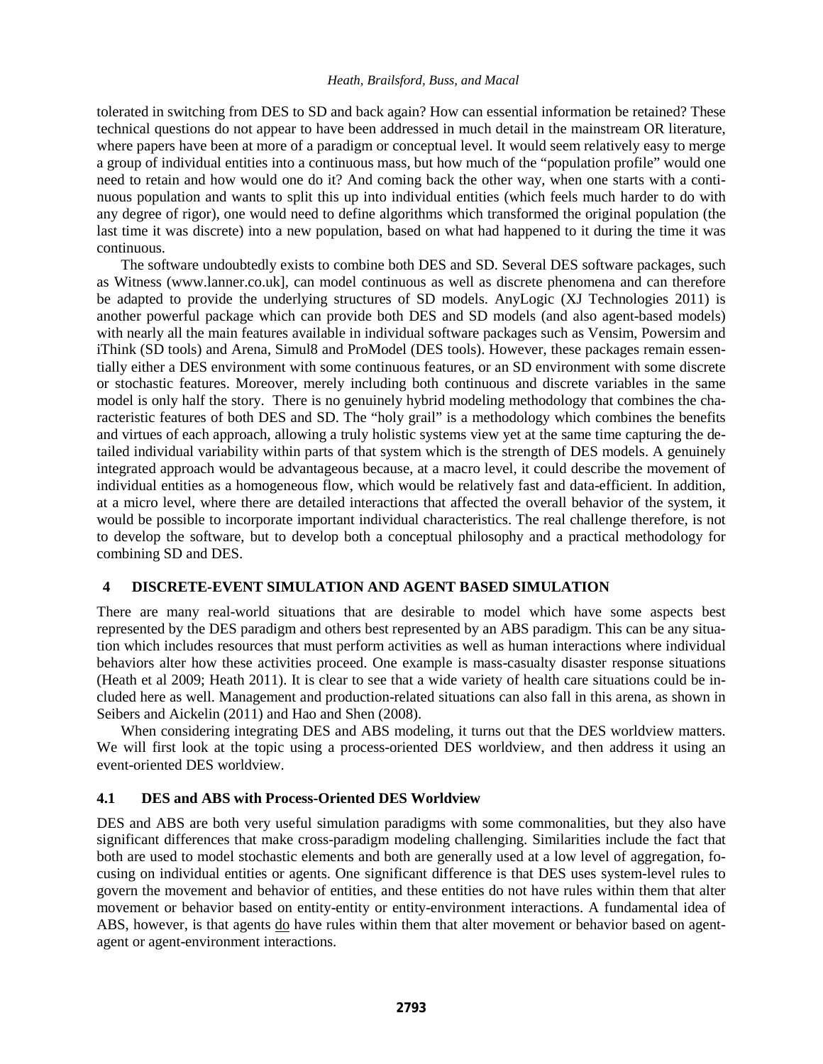tolerated in switching from DES to SD and back again? How can essential information be retained? These technical questions do not appear to have been addressed in much detail in the mainstream OR literature, where papers have been at more of a paradigm or conceptual level. It would seem relatively easy to merge a group of individual entities into a continuous mass, but how much of the "population profile" would one need to retain and how would one do it? And coming back the other way, when one starts with a continuous population and wants to split this up into individual entities (which feels much harder to do with any degree of rigor), one would need to define algorithms which transformed the original population (the last time it was discrete) into a new population, based on what had happened to it during the time it was continuous.

The software undoubtedly exists to combine both DES and SD. Several DES software packages, such as Witness (www.lanner.co.uk], can model continuous as well as discrete phenomena and can therefore be adapted to provide the underlying structures of SD models. AnyLogic (XJ Technologies 2011) is another powerful package which can provide both DES and SD models (and also agent-based models) with nearly all the main features available in individual software packages such as Vensim, Powersim and iThink (SD tools) and Arena, Simul8 and ProModel (DES tools). However, these packages remain essentially either a DES environment with some continuous features, or an SD environment with some discrete or stochastic features. Moreover, merely including both continuous and discrete variables in the same model is only half the story. There is no genuinely hybrid modeling methodology that combines the characteristic features of both DES and SD. The "holy grail" is a methodology which combines the benefits and virtues of each approach, allowing a truly holistic systems view yet at the same time capturing the detailed individual variability within parts of that system which is the strength of DES models. A genuinely integrated approach would be advantageous because, at a macro level, it could describe the movement of individual entities as a homogeneous flow, which would be relatively fast and data-efficient. In addition, at a micro level, where there are detailed interactions that affected the overall behavior of the system, it would be possible to incorporate important individual characteristics. The real challenge therefore, is not to develop the software, but to develop both a conceptual philosophy and a practical methodology for combining SD and DES.

## 4 DISCRETE-EVENT SIMULATION AND AGENT BASED SIMULATION

There are many real-world situations that are desirable to model which have some aspects best represented by the DES paradigm and others best represented by an ABS paradigm. This can be any situation which includes resources that must perform activities as well as human interactions where individual behaviors alter how these activities proceed. One example is mass-casualty disaster response situations (Heath et al 2009; Heath 2011). It is clear to see that a wide variety of health care situations could be included here as well. Management and production-related situations can also fall in this arena, as shown in Seibers and Aickelin (2011) and Hao and Shen (2008).

When considering integrating DES and ABS modeling, it turns out that the DES worldview matters. We will first look at the topic using a process-oriented DES worldview, and then address it using an event-oriented DES worldview.

### 4.1 DES and ABS with Process-Oriented DES Worldview

DES and ABS are both very useful simulation paradigms with some commonalities, but they also have significant differences that make cross-paradigm modeling challenging. Similarities include the fact that both are used to model stochastic elements and both are generally used at a low level of aggregation, focusing on individual entities or agents. One significant difference is that DES uses system-level rules to govern the movement and behavior of entities, and these entities do not have rules within them that alter movement or behavior based on entity-entity or entity-environment interactions. A fundamental idea of ABS, however, is that agents do have rules within them that alter movement or behavior based on agent-agent or agent-environment interactions.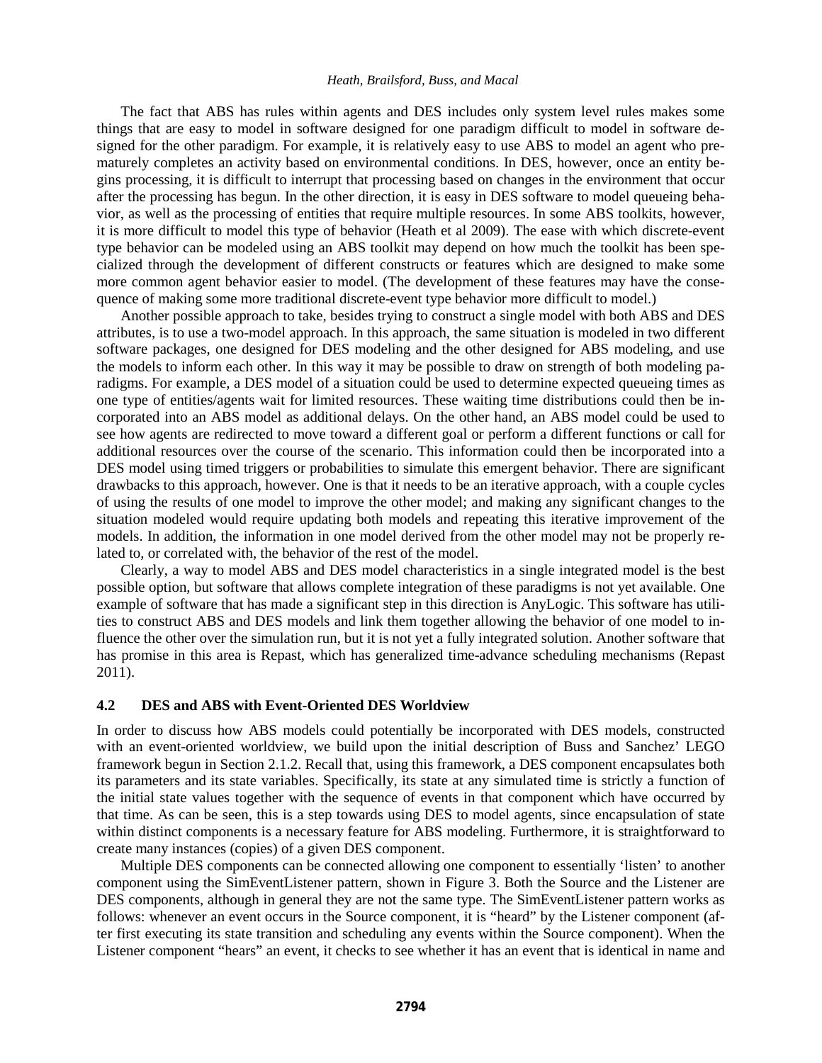The fact that ABS has rules within agents and DES includes only system level rules makes some things that are easy to model in software designed for one paradigm difficult to model in software designed for the other paradigm. For example, it is relatively easy to use ABS to model an agent who prematurely completes an activity based on environmental conditions. In DES, however, once an entity begins processing, it is difficult to interrupt that processing based on changes in the environment that occur after the processing has begun. In the other direction, it is easy in DES software to model queueing behavior, as well as the processing of entities that require multiple resources. In some ABS toolkits, however, it is more difficult to model this type of behavior (Heath et al 2009). The ease with which discrete-event type behavior can be modeled using an ABS toolkit may depend on how much the toolkit has been specialized through the development of different constructs or features which are designed to make some more common agent behavior easier to model. (The development of these features may have the consequence of making some more traditional discrete-event type behavior more difficult to model.)

Another possible approach to take, besides trying to construct a single model with both ABS and DES attributes, is to use a two-model approach. In this approach, the same situation is modeled in two different software packages, one designed for DES modeling and the other designed for ABS modeling, and use the models to inform each other. In this way it may be possible to draw on strength of both modeling paradigms. For example, a DES model of a situation could be used to determine expected queueing times as one type of entities/agents wait for limited resources. These waiting time distributions could then be incorporated into an ABS model as additional delays. On the other hand, an ABS model could be used to see how agents are redirected to move toward a different goal or perform a different functions or call for additional resources over the course of the scenario. This information could then be incorporated into a DES model using timed triggers or probabilities to simulate this emergent behavior. There are significant drawbacks to this approach, however. One is that it needs to be an iterative approach, with a couple cycles of using the results of one model to improve the other model; and making any significant changes to the situation modeled would require updating both models and repeating this iterative improvement of the models. In addition, the information in one model derived from the other model may not be properly related to, or correlated with, the behavior of the rest of the model.

Clearly, a way to model ABS and DES model characteristics in a single integrated model is the best possible option, but software that allows complete integration of these paradigms is not yet available. One example of software that has made a significant step in this direction is AnyLogic. This software has utilities to construct ABS and DES models and link them together allowing the behavior of one model to influence the other over the simulation run, but it is not yet a fully integrated solution. Another software that has promise in this area is Repast, which has generalized time-advance scheduling mechanisms (Repast 2011).

### 4.2 DES and ABS with Event-Oriented DES Worldview

In order to discuss how ABS models could potentially be incorporated with DES models, constructed with an event-oriented worldview, we build upon the initial description of Buss and Sanchez' LEGO framework begun in Section 2.1.2. Recall that, using this framework, a DES component encapsulates both its parameters and its state variables. Specifically, its state at any simulated time is strictly a function of the initial state values together with the sequence of events in that component which have occurred by that time. As can be seen, this is a step towards using DES to model agents, since encapsulation of state within distinct components is a necessary feature for ABS modeling. Furthermore, it is straightforward to create many instances (copies) of a given DES component.

Multiple DES components can be connected allowing one component to essentially 'listen' to another component using the SimEventListener pattern, shown in Figure 3. Both the Source and the Listener are DES components, although in general they are not the same type. The SimEventListener pattern works as follows: whenever an event occurs in the Source component, it is "heard" by the Listener component (after first executing its state transition and scheduling any events within the Source component). When the Listener component "hears" an event, it checks to see whether it has an event that is identical in name and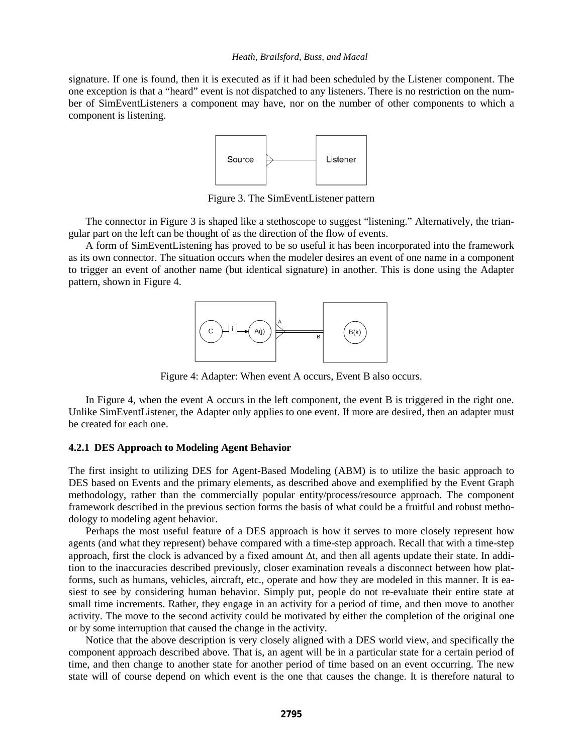signature. If one is found, then it is executed as if it had been scheduled by the Listener component. The one exception is that a "heard" event is not dispatched to any listeners. There is no restriction on the number of SimEventListeners a component may have, nor on the number of other components to which a component is listening.

Figure 3. The SimEventListener pattern

The connector in Figure 3 is shaped like a stethoscope to suggest "listening." Alternatively, the triangular part on the left can be thought of as the direction of the flow of events.

A form of SimEventListening has proved to be so useful it has been incorporated into the framework as its own connector. The situation occurs when the modeler desires an event of one name in a component to trigger an event of another name (but identical signature) in another. This is done using the Adapter pattern, shown in Figure 4.

Figure 4: Adapter: When event A occurs, Event B also occurs.

In Figure 4, when the event A occurs in the left component, the event B is triggered in the right one. Unlike SimEventListener, the Adapter only applies to one event. If more are desired, then an adapter must be created for each one.

### 4.2.1 DES Approach to Modeling Agent Behavior

The first insight to utilizing DES for Agent-Based Modeling (ABM) is to utilize the basic approach to DES based on Events and the primary elements, as described above and exemplified by the Event Graph methodology, rather than the commercially popular entity/process/resource approach. The component framework described in the previous section forms the basis of what could be a fruitful and robust methodology to modeling agent behavior.

Perhaps the most useful feature of a DES approach is how it serves to more closely represent how agents (and what they represent) behave compared with a time-step approach. Recall that with a time-step approach, first the clock is advanced by a fixed amount $\Delta t$, and then all agents update their state. In addition to the inaccuracies described previously, closer examination reveals a disconnect between how platforms, such as humans, vehicles, aircraft, etc., operate and how they are modeled in this manner. It is easiest to see by considering human behavior. Simply put, people do not re-evaluate their entire state at small time increments. Rather, they engage in an activity for a period of time, and then move to another activity. The move to the second activity could be motivated by either the completion of the original one or by some interruption that caused the change in the activity.

Notice that the above description is very closely aligned with a DES world view, and specifically the component approach described above. That is, an agent will be in a particular state for a certain period of time, and then change to another state for another period of time based on an event occurring. The new state will of course depend on which event is the one that causes the change. It is therefore natural to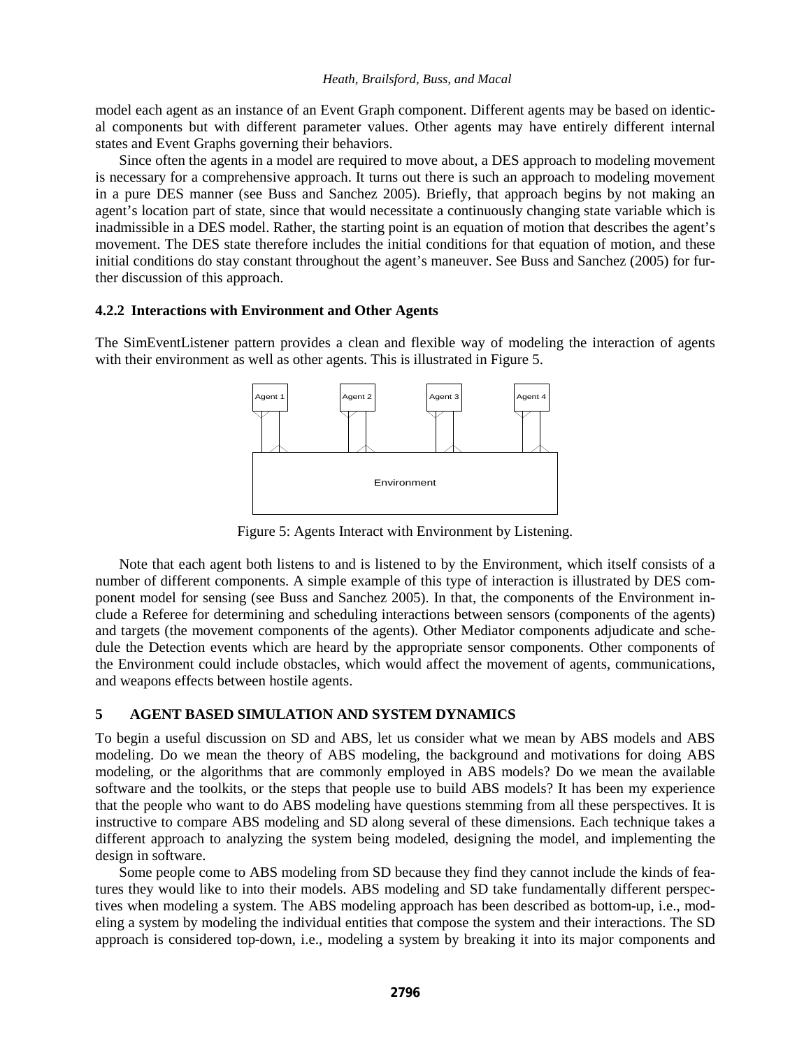model each agent as an instance of an Event Graph component. Different agents may be based on identical components but with different parameter values. Other agents may have entirely different internal states and Event Graphs governing their behaviors.

Since often the agents in a model are required to move about, a DES approach to modeling movement is necessary for a comprehensive approach. It turns out there is such an approach to modeling movement in a pure DES manner (see Buss and Sanchez 2005). Briefly, that approach begins by not making an agent's location part of state, since that would necessitate a continuously changing state variable which is inadmissible in a DES model. Rather, the starting point is an equation of motion that describes the agent's movement. The DES state therefore includes the initial conditions for that equation of motion, and these initial conditions do stay constant throughout the agent's maneuver. See Buss and Sanchez (2005) for further discussion of this approach.

### 4.2.2 Interactions with Environment and Other Agents

The SimEventListener pattern provides a clean and flexible way of modeling the interaction of agents with their environment as well as other agents. This is illustrated in Figure 5.

Figure 5: Agents Interact with Environment by Listening.

Note that each agent both listens to and is listened to by the Environment, which itself consists of a number of different components. A simple example of this type of interaction is illustrated by DES component model for sensing (see Buss and Sanchez 2005). In that, the components of the Environment include a Referee for determining and scheduling interactions between sensors (components of the agents) and targets (the movement components of the agents). Other Mediator components adjudicate and schedule the Detection events which are heard by the appropriate sensor components. Other components of the Environment could include obstacles, which would affect the movement of agents, communications, and weapons effects between hostile agents.

## 5 AGENT BASED SIMULATION AND SYSTEM DYNAMICS

To begin a useful discussion on SD and ABS, let us consider what we mean by ABS models and ABS modeling. Do we mean the theory of ABS modeling, the background and motivations for doing ABS modeling, or the algorithms that are commonly employed in ABS models? Do we mean the available software and the toolkits, or the steps that people use to build ABS models? It has been my experience that the people who want to do ABS modeling have questions stemming from all these perspectives. It is instructive to compare ABS modeling and SD along several of these dimensions. Each technique takes a different approach to analyzing the system being modeled, designing the model, and implementing the design in software.

Some people come to ABS modeling from SD because they find they cannot include the kinds of features they would like to into their models. ABS modeling and SD take fundamentally different perspectives when modeling a system. The ABS modeling approach has been described as bottom-up, i.e., modeling a system by modeling the individual entities that compose the system and their interactions. The SD approach is considered top-down, i.e., modeling a system by breaking it into its major components and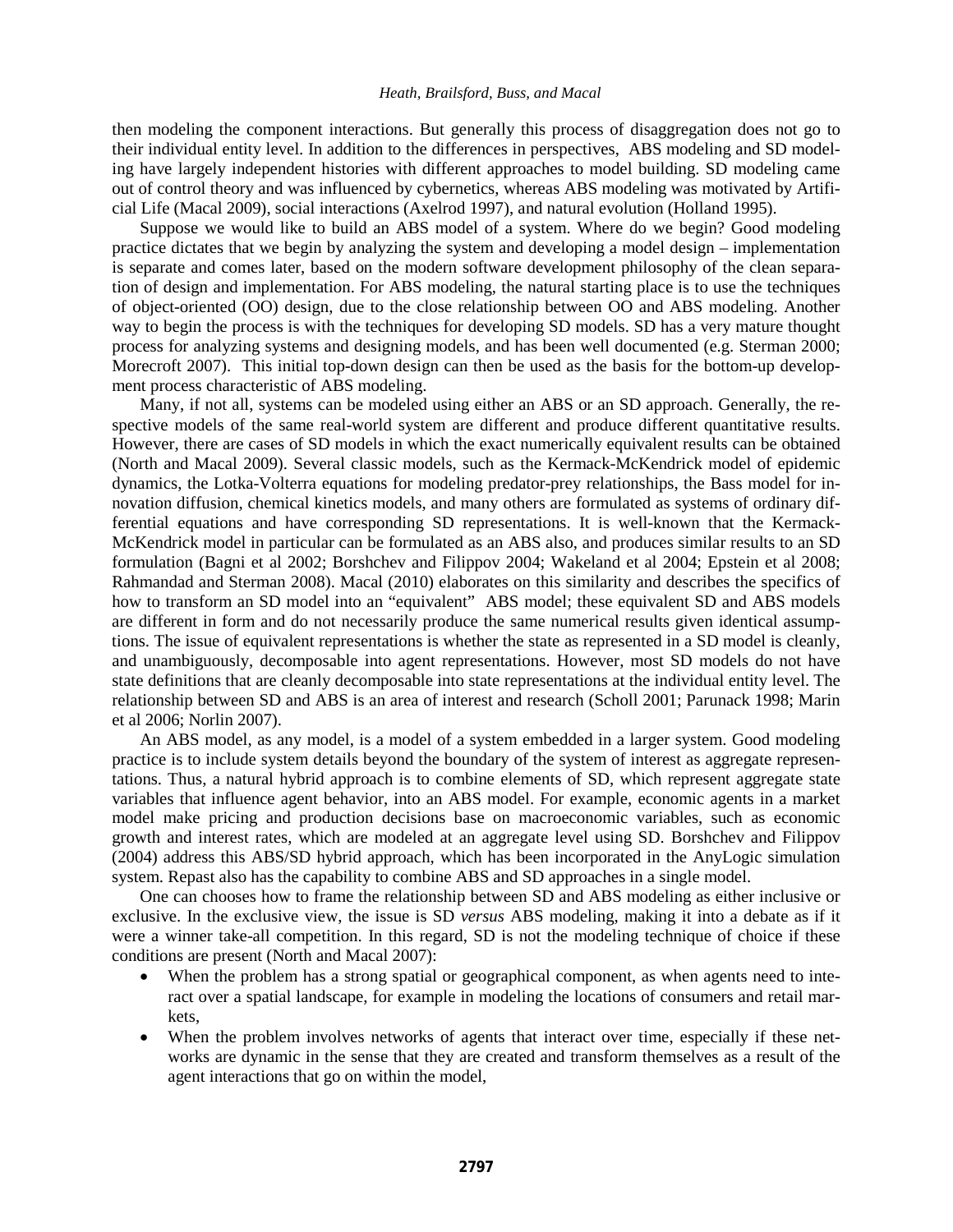then modeling the component interactions. But generally this process of disaggregation does not go to their individual entity level. In addition to the differences in perspectives, ABS modeling and SD modeling have largely independent histories with different approaches to model building. SD modeling came out of control theory and was influenced by cybernetics, whereas ABS modeling was motivated by Artificial Life (Macal 2009), social interactions (Axelrod 1997), and natural evolution (Holland 1995).

Suppose we would like to build an ABS model of a system. Where do we begin? Good modeling practice dictates that we begin by analyzing the system and developing a model design – implementation is separate and comes later, based on the modern software development philosophy of the clean separation of design and implementation. For ABS modeling, the natural starting place is to use the techniques of object-oriented (OO) design, due to the close relationship between OO and ABS modeling. Another way to begin the process is with the techniques for developing SD models. SD has a very mature thought process for analyzing systems and designing models, and has been well documented (e.g. Sterman 2000; Morecroft 2007). This initial top-down design can then be used as the basis for the bottom-up development process characteristic of ABS modeling.

Many, if not all, systems can be modeled using either an ABS or an SD approach. Generally, the respective models of the same real-world system are different and produce different quantitative results. However, there are cases of SD models in which the exact numerically equivalent results can be obtained (North and Macal 2009). Several classic models, such as the Kermack-McKendrick model of epidemic dynamics, the Lotka-Volterra equations for modeling predator-prey relationships, the Bass model for innovation diffusion, chemical kinetics models, and many others are formulated as systems of ordinary differential equations and have corresponding SD representations. It is well-known that the Kermack-McKendrick model in particular can be formulated as an ABS also, and produces similar results to an SD formulation (Bagni et al 2002; Borshchev and Filippov 2004; Wakeland et al 2004; Epstein et al 2008; Rahmandad and Sterman 2008). Macal (2010) elaborates on this similarity and describes the specifics of how to transform an SD model into an "equivalent" ABS model; these equivalent SD and ABS models are different in form and do not necessarily produce the same numerical results given identical assumptions. The issue of equivalent representations is whether the state as represented in a SD model is cleanly, and unambiguously, decomposable into agent representations. However, most SD models do not have state definitions that are cleanly decomposable into state representations at the individual entity level. The relationship between SD and ABS is an area of interest and research (Scholl 2001; Parunack 1998; Marin et al 2006; Norlin 2007).

An ABS model, as any model, is a model of a system embedded in a larger system. Good modeling practice is to include system details beyond the boundary of the system of interest as aggregate representations. Thus, a natural hybrid approach is to combine elements of SD, which represent aggregate state variables that influence agent behavior, into an ABS model. For example, economic agents in a market model make pricing and production decisions base on macroeconomic variables, such as economic growth and interest rates, which are modeled at an aggregate level using SD. Borshchev and Filippov (2004) address this ABS/SD hybrid approach, which has been incorporated in the AnyLogic simulation system. Repast also has the capability to combine ABS and SD approaches in a single model.

One can chooses how to frame the relationship between SD and ABS modeling as either inclusive or exclusive. In the exclusive view, the issue is SD *versus* ABS modeling, making it into a debate as if it were a winner take-all competition. In this regard, SD is not the modeling technique of choice if these conditions are present (North and Macal 2007):

- When the problem has a strong spatial or geographical component, as when agents need to interact over a spatial landscape, for example in modeling the locations of consumers and retail markets,
- When the problem involves networks of agents that interact over time, especially if these networks are dynamic in the sense that they are created and transform themselves as a result of the agent interactions that go on within the model,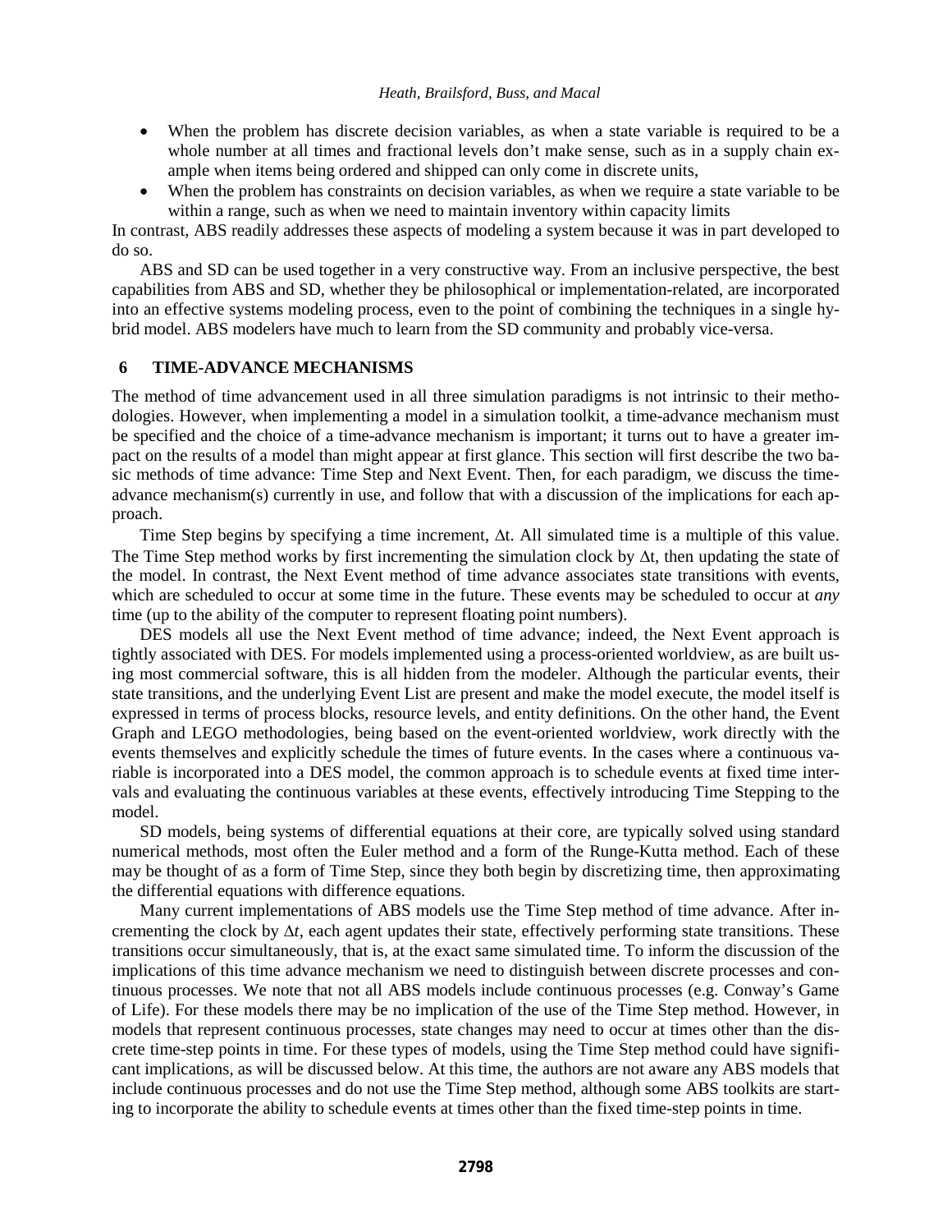- When the problem has discrete decision variables, as when a state variable is required to be a whole number at all times and fractional levels don't make sense, such as in a supply chain example when items being ordered and shipped can only come in discrete units,
- When the problem has constraints on decision variables, as when we require a state variable to be within a range, such as when we need to maintain inventory within capacity limits

In contrast, ABS readily addresses these aspects of modeling a system because it was in part developed to do so.

ABS and SD can be used together in a very constructive way. From an inclusive perspective, the best capabilities from ABS and SD, whether they be philosophical or implementation-related, are incorporated into an effective systems modeling process, even to the point of combining the techniques in a single hybrid model. ABS modelers have much to learn from the SD community and probably vice-versa.

## 6 TIME-ADVANCE MECHANISMS

The method of time advancement used in all three simulation paradigms is not intrinsic to their methodologies. However, when implementing a model in a simulation toolkit, a time-advance mechanism must be specified and the choice of a time-advance mechanism is important; it turns out to have a greater impact on the results of a model than might appear at first glance. This section will first describe the two basic methods of time advance: Time Step and Next Event. Then, for each paradigm, we discuss the time-advance mechanism(s) currently in use, and follow that with a discussion of the implications for each approach.

Time Step begins by specifying a time increment, $\Delta t$. All simulated time is a multiple of this value. The Time Step method works by first incrementing the simulation clock by $\Delta t$, then updating the state of the model. In contrast, the Next Event method of time advance associates state transitions with events, which are scheduled to occur at some time in the future. These events may be scheduled to occur at *any* time (up to the ability of the computer to represent floating point numbers).

DES models all use the Next Event method of time advance; indeed, the Next Event approach is tightly associated with DES. For models implemented using a process-oriented worldview, as are built using most commercial software, this is all hidden from the modeler. Although the particular events, their state transitions, and the underlying Event List are present and make the model execute, the model itself is expressed in terms of process blocks, resource levels, and entity definitions. On the other hand, the Event Graph and LEGO methodologies, being based on the event-oriented worldview, work directly with the events themselves and explicitly schedule the times of future events. In the cases where a continuous variable is incorporated into a DES model, the common approach is to schedule events at fixed time intervals and evaluating the continuous variables at these events, effectively introducing Time Stepping to the model.

SD models, being systems of differential equations at their core, are typically solved using standard numerical methods, most often the Euler method and a form of the Runge-Kutta method. Each of these may be thought of as a form of Time Step, since they both begin by discretizing time, then approximating the differential equations with difference equations.

Many current implementations of ABS models use the Time Step method of time advance. After incrementing the clock by $\Delta t$, each agent updates their state, effectively performing state transitions. These transitions occur simultaneously, that is, at the exact same simulated time. To inform the discussion of the implications of this time advance mechanism we need to distinguish between discrete processes and continuous processes. We note that not all ABS models include continuous processes (e.g. Conway's Game of Life). For these models there may be no implication of the use of the Time Step method. However, in models that represent continuous processes, state changes may need to occur at times other than the discrete time-step points in time. For these types of models, using the Time Step method could have significant implications, as will be discussed below. At this time, the authors are not aware any ABS models that include continuous processes and do not use the Time Step method, although some ABS toolkits are starting to incorporate the ability to schedule events at times other than the fixed time-step points in time.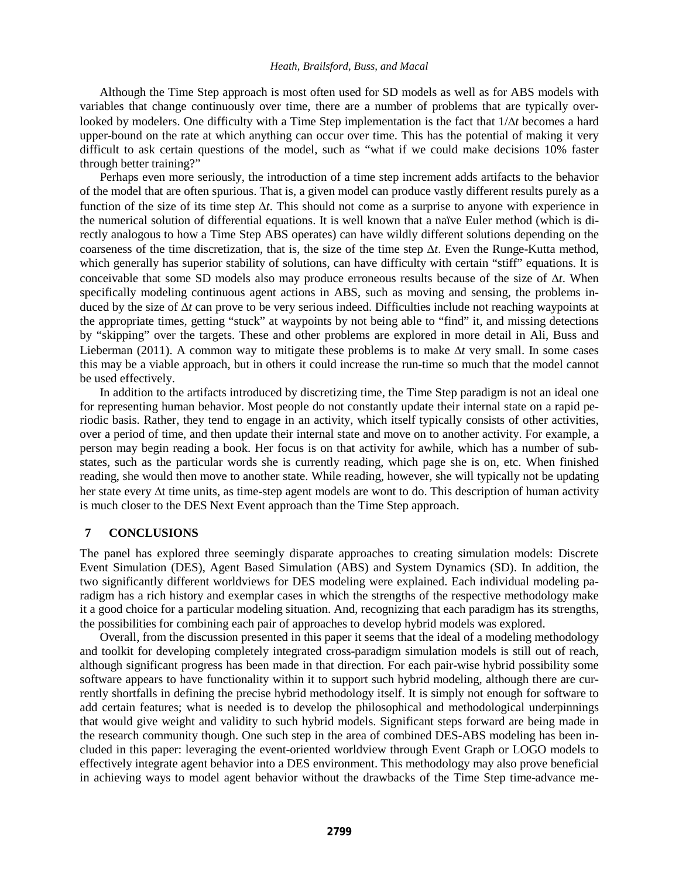Although the Time Step approach is most often used for SD models as well as for ABS models with variables that change continuously over time, there are a number of problems that are typically overlooked by modelers. One difficulty with a Time Step implementation is the fact that $1/\Delta t$ becomes a hard upper-bound on the rate at which anything can occur over time. This has the potential of making it very difficult to ask certain questions of the model, such as "what if we could make decisions 10% faster through better training?"

Perhaps even more seriously, the introduction of a time step increment adds artifacts to the behavior of the model that are often spurious. That is, a given model can produce vastly different results purely as a function of the size of its time step $\Delta t$. This should not come as a surprise to anyone with experience in the numerical solution of differential equations. It is well known that a naïve Euler method (which is directly analogous to how a Time Step ABS operates) can have wildly different solutions depending on the coarseness of the time discretization, that is, the size of the time step $\Delta t$. Even the Runge-Kutta method, which generally has superior stability of solutions, can have difficulty with certain "stiff" equations. It is conceivable that some SD models also may produce erroneous results because of the size of $\Delta t$. When specifically modeling continuous agent actions in ABS, such as moving and sensing, the problems induced by the size of $\Delta t$ can prove to be very serious indeed. Difficulties include not reaching waypoints at the appropriate times, getting "stuck" at waypoints by not being able to "find" it, and missing detections by "skipping" over the targets. These and other problems are explored in more detail in Ali, Buss and Lieberman (2011). A common way to mitigate these problems is to make $\Delta t$ very small. In some cases this may be a viable approach, but in others it could increase the run-time so much that the model cannot be used effectively.

In addition to the artifacts introduced by discretizing time, the Time Step paradigm is not an ideal one for representing human behavior. Most people do not constantly update their internal state on a rapid periodic basis. Rather, they tend to engage in an activity, which itself typically consists of other activities, over a period of time, and then update their internal state and move on to another activity. For example, a person may begin reading a book. Her focus is on that activity for awhile, which has a number of substates, such as the particular words she is currently reading, which page she is on, etc. When finished reading, she would then move to another state. While reading, however, she will typically not be updating her state every $\Delta$t time units, as time-step agent models are wont to do. This description of human activity is much closer to the DES Next Event approach than the Time Step approach.

## 7 CONCLUSIONS

The panel has explored three seemingly disparate approaches to creating simulation models: Discrete Event Simulation (DES), Agent Based Simulation (ABS) and System Dynamics (SD). In addition, the two significantly different worldviews for DES modeling were explained. Each individual modeling paradigm has a rich history and exemplar cases in which the strengths of the respective methodology make it a good choice for a particular modeling situation. And, recognizing that each paradigm has its strengths, the possibilities for combining each pair of approaches to develop hybrid models was explored.

Overall, from the discussion presented in this paper it seems that the ideal of a modeling methodology and toolkit for developing completely integrated cross-paradigm simulation models is still out of reach, although significant progress has been made in that direction. For each pair-wise hybrid possibility some software appears to have functionality within it to support such hybrid modeling, although there are currently shortfalls in defining the precise hybrid methodology itself. It is simply not enough for software to add certain features; what is needed is to develop the philosophical and methodological underpinnings that would give weight and validity to such hybrid models. Significant steps forward are being made in the research community though. One such step in the area of combined DES-ABS modeling has been included in this paper: leveraging the event-oriented worldview through Event Graph or LOGO models to effectively integrate agent behavior into a DES environment. This methodology may also prove beneficial in achieving ways to model agent behavior without the drawbacks of the Time Step time-advance me-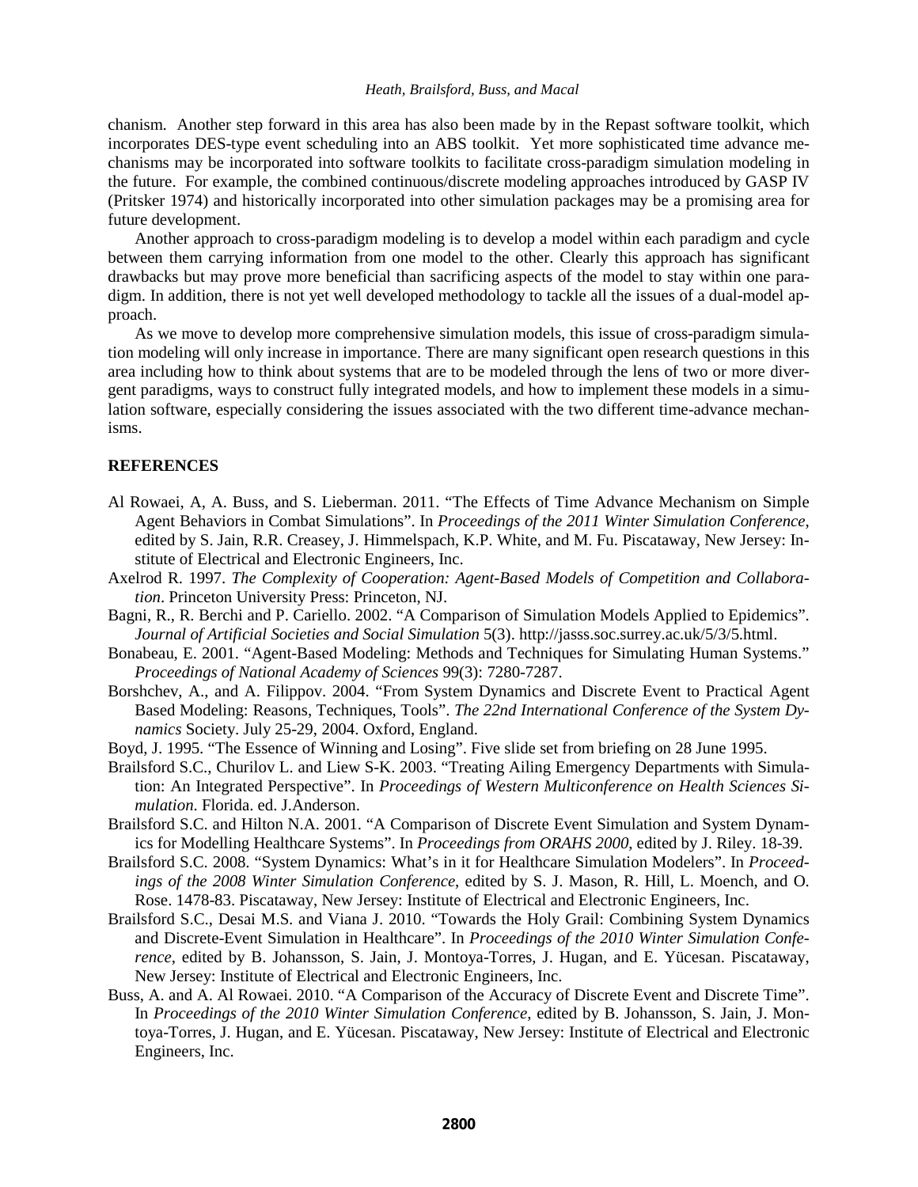chanism. Another step forward in this area has also been made by in the Repast software toolkit, which incorporates DES-type event scheduling into an ABS toolkit. Yet more sophisticated time advance mechanisms may be incorporated into software toolkits to facilitate cross-paradigm simulation modeling in the future. For example, the combined continuous/discrete modeling approaches introduced by GASP IV (Pritsker 1974) and historically incorporated into other simulation packages may be a promising area for future development.

Another approach to cross-paradigm modeling is to develop a model within each paradigm and cycle between them carrying information from one model to the other. Clearly this approach has significant drawbacks but may prove more beneficial than sacrificing aspects of the model to stay within one paradigm. In addition, there is not yet well developed methodology to tackle all the issues of a dual-model approach.

As we move to develop more comprehensive simulation models, this issue of cross-paradigm simulation modeling will only increase in importance. There are many significant open research questions in this area including how to think about systems that are to be modeled through the lens of two or more divergent paradigms, ways to construct fully integrated models, and how to implement these models in a simulation software, especially considering the issues associated with the two different time-advance mechanisms.

## REFERENCES

Al Rowaei, A, A. Buss, and S. Lieberman. 2011. "The Effects of Time Advance Mechanism on Simple Agent Behaviors in Combat Simulations". In *Proceedings of the 2011 Winter Simulation Conference*, edited by S. Jain, R.R. Creasey, J. Himmelspach, K.P. White, and M. Fu. Piscataway, New Jersey: Institute of Electrical and Electronic Engineers, Inc.

Axelrod R. 1997. *The Complexity of Cooperation: Agent-Based Models of Competition and Collaboration*. Princeton University Press: Princeton, NJ.

Bagni, R., R. Berchi and P. Cariello. 2002. "A Comparison of Simulation Models Applied to Epidemics". *Journal of Artificial Societies and Social Simulation* 5(3). http://jasss.soc.surrey.ac.uk/5/3/5.html.

Bonabeau, E. 2001. "Agent-Based Modeling: Methods and Techniques for Simulating Human Systems." *Proceedings of National Academy of Sciences* 99(3): 7280-7287.

Borshchev, A., and A. Filippov. 2004. "From System Dynamics and Discrete Event to Practical Agent Based Modeling: Reasons, Techniques, Tools". *The 22nd International Conference of the System Dynamics* Society. July 25-29, 2004. Oxford, England.

Boyd, J. 1995. "The Essence of Winning and Losing". Five slide set from briefing on 28 June 1995.

Brailsford S.C., Churilov L. and Liew S-K. 2003. "Treating Ailing Emergency Departments with Simulation: An Integrated Perspective". In *Proceedings of Western Multiconference on Health Sciences Simulation*. Florida. ed. J.Anderson.

Brailsford S.C. and Hilton N.A. 2001. "A Comparison of Discrete Event Simulation and System Dynamics for Modelling Healthcare Systems". In *Proceedings from ORAHS 2000*, edited by J. Riley. 18-39.

Brailsford S.C. 2008. "System Dynamics: What's in it for Healthcare Simulation Modelers". In *Proceedings of the 2008 Winter Simulation Conference*, edited by S. J. Mason, R. Hill, L. Moench, and O. Rose. 1478-83. Piscataway, New Jersey: Institute of Electrical and Electronic Engineers, Inc.

Brailsford S.C., Desai M.S. and Viana J. 2010. "Towards the Holy Grail: Combining System Dynamics and Discrete-Event Simulation in Healthcare". In *Proceedings of the 2010 Winter Simulation Conference*, edited by B. Johansson, S. Jain, J. Montoya-Torres, J. Hugan, and E. Yücesan. Piscataway, New Jersey: Institute of Electrical and Electronic Engineers, Inc.

Buss, A. and A. Al Rowaei. 2010. "A Comparison of the Accuracy of Discrete Event and Discrete Time". In *Proceedings of the 2010 Winter Simulation Conference*, edited by B. Johansson, S. Jain, J. Montoya-Torres, J. Hugan, and E. Yücesan. Piscataway, New Jersey: Institute of Electrical and Electronic Engineers, Inc.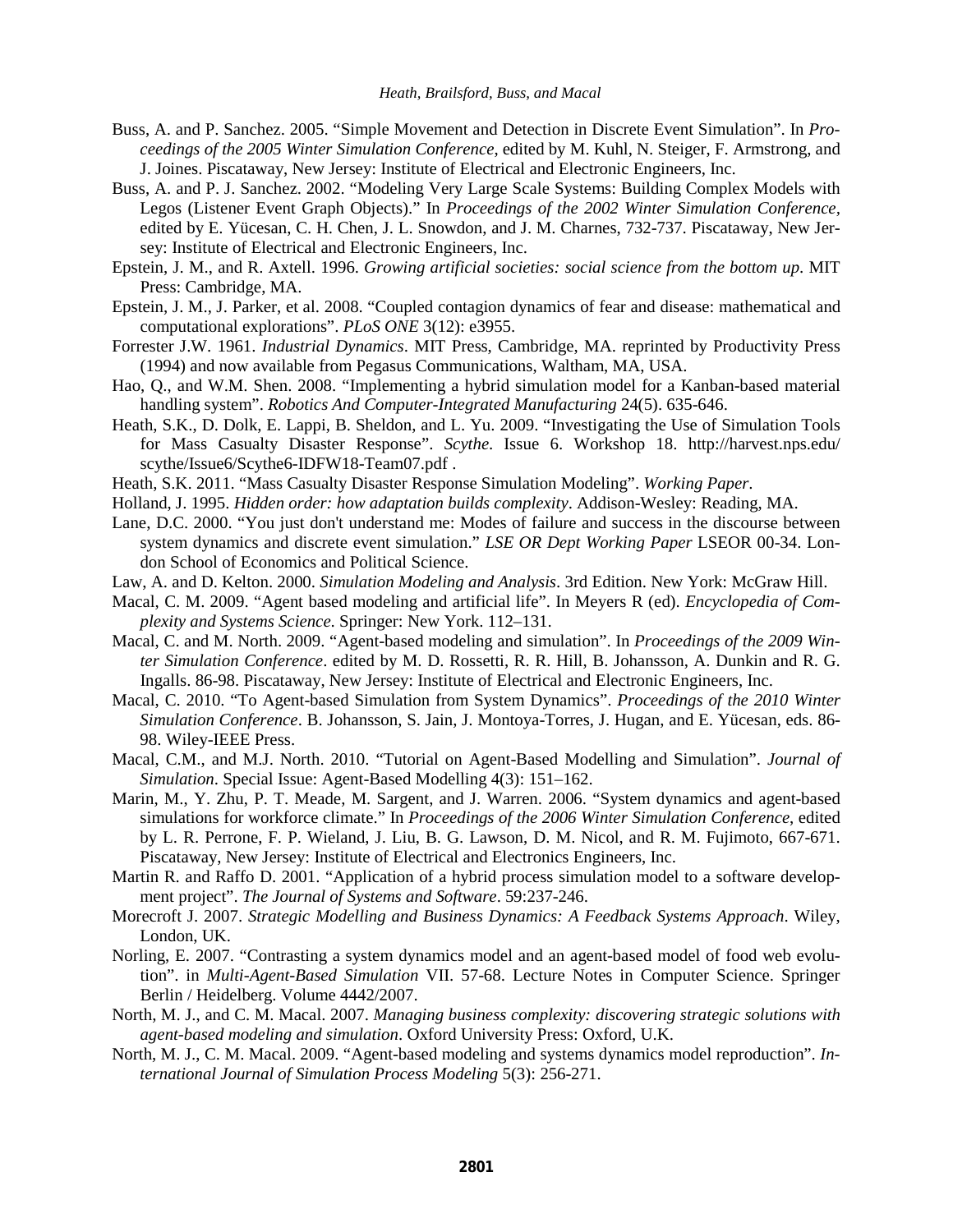Buss, A. and P. Sanchez. 2005. "Simple Movement and Detection in Discrete Event Simulation". In *Proceedings of the 2005 Winter Simulation Conference*, edited by M. Kuhl, N. Steiger, F. Armstrong, and J. Joines. Piscataway, New Jersey: Institute of Electrical and Electronic Engineers, Inc.

Buss, A. and P. J. Sanchez. 2002. "Modeling Very Large Scale Systems: Building Complex Models with Legos (Listener Event Graph Objects)." In *Proceedings of the 2002 Winter Simulation Conference*, edited by E. Yücesan, C. H. Chen, J. L. Snowdon, and J. M. Charnes, 732-737. Piscataway, New Jersey: Institute of Electrical and Electronic Engineers, Inc.

Epstein, J. M., and R. Axtell. 1996. *Growing artificial societies: social science from the bottom up*. MIT Press: Cambridge, MA.

Epstein, J. M., J. Parker, et al. 2008. "Coupled contagion dynamics of fear and disease: mathematical and computational explorations". *PLoS ONE* 3(12): e3955.

Forrester J.W. 1961. *Industrial Dynamics*. MIT Press, Cambridge, MA. reprinted by Productivity Press (1994) and now available from Pegasus Communications, Waltham, MA, USA.

Hao, Q., and W.M. Shen. 2008. "Implementing a hybrid simulation model for a Kanban-based material handling system". *Robotics And Computer-Integrated Manufacturing* 24(5). 635-646.

Heath, S.K., D. Dolk, E. Lappi, B. Sheldon, and L. Yu. 2009. "Investigating the Use of Simulation Tools for Mass Casualty Disaster Response". *Scythe*. Issue 6. Workshop 18. http://harvest.nps.edu/scythe/Issue6/Scythe6-IDFW18-Team07.pdf .

Heath, S.K. 2011. "Mass Casualty Disaster Response Simulation Modeling". *Working Paper*.

Holland, J. 1995. *Hidden order: how adaptation builds complexity*. Addison-Wesley: Reading, MA.

Lane, D.C. 2000. "You just don't understand me: Modes of failure and success in the discourse between system dynamics and discrete event simulation." *LSE OR Dept Working Paper* LSEOR 00-34. London School of Economics and Political Science.

Law, A. and D. Kelton. 2000. *Simulation Modeling and Analysis*. 3rd Edition. New York: McGraw Hill.

Macal, C. M. 2009. "Agent based modeling and artificial life". In Meyers R (ed). *Encyclopedia of Complexity and Systems Science*. Springer: New York. 112–131.

Macal, C. and M. North. 2009. "Agent-based modeling and simulation". In *Proceedings of the 2009 Winter Simulation Conference*. edited by M. D. Rossetti, R. R. Hill, B. Johansson, A. Dunkin and R. G. Ingalls. 86-98. Piscataway, New Jersey: Institute of Electrical and Electronic Engineers, Inc.

Macal, C. 2010. "To Agent-based Simulation from System Dynamics". *Proceedings of the 2010 Winter Simulation Conference*. B. Johansson, S. Jain, J. Montoya-Torres, J. Hugan, and E. Yücesan, eds. 86-98. Wiley-IEEE Press.

Macal, C.M., and M.J. North. 2010. "Tutorial on Agent-Based Modelling and Simulation". *Journal of Simulation*. Special Issue: Agent-Based Modelling 4(3): 151–162.

Marin, M., Y. Zhu, P. T. Meade, M. Sargent, and J. Warren. 2006. "System dynamics and agent-based simulations for workforce climate." In *Proceedings of the 2006 Winter Simulation Conference*, edited by L. R. Perrone, F. P. Wieland, J. Liu, B. G. Lawson, D. M. Nicol, and R. M. Fujimoto, 667-671. Piscataway, New Jersey: Institute of Electrical and Electronics Engineers, Inc.

Martin R. and Raffo D. 2001. "Application of a hybrid process simulation model to a software development project". *The Journal of Systems and Software*. 59:237-246.

Morecroft J. 2007. *Strategic Modelling and Business Dynamics: A Feedback Systems Approach*. Wiley, London, UK.

Norling, E. 2007. "Contrasting a system dynamics model and an agent-based model of food web evolution". in *Multi-Agent-Based Simulation* VII. 57-68. Lecture Notes in Computer Science. Springer Berlin / Heidelberg. Volume 4442/2007.

North, M. J., and C. M. Macal. 2007. *Managing business complexity: discovering strategic solutions with agent-based modeling and simulation*. Oxford University Press: Oxford, U.K.

North, M. J., C. M. Macal. 2009. "Agent-based modeling and systems dynamics model reproduction". *International Journal of Simulation Process Modeling* 5(3): 256-271.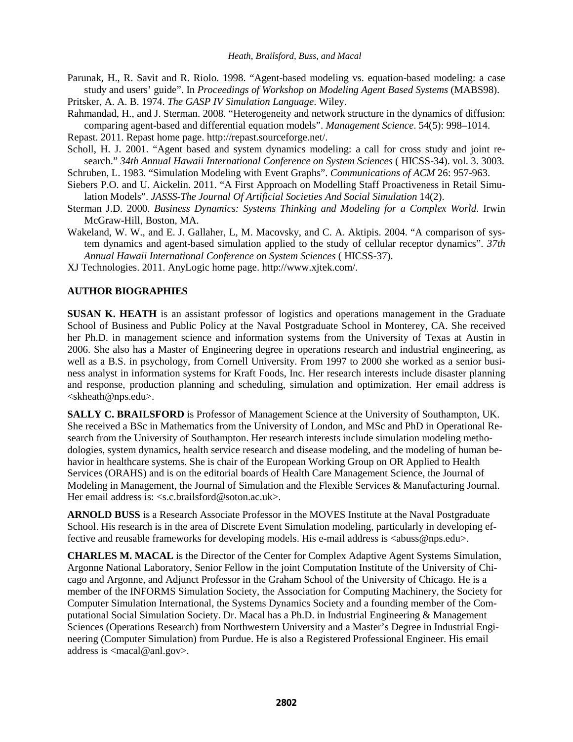Parunak, H., R. Savit and R. Riolo. 1998. "Agent-based modeling vs. equation-based modeling: a case study and users' guide". In *Proceedings of Workshop on Modeling Agent Based Systems* (MABS98).

Pritsker, A. A. B. 1974. *The GASP IV Simulation Language*. Wiley.

Rahmandad, H., and J. Sterman. 2008. "Heterogeneity and network structure in the dynamics of diffusion: comparing agent-based and differential equation models". *Management Science*. 54(5): 998–1014.

Repast. 2011. Repast home page. http://repast.sourceforge.net/.

Scholl, H. J. 2001. "Agent based and system dynamics modeling: a call for cross study and joint research." *34th Annual Hawaii International Conference on System Sciences* ( HICSS-34). vol. 3. 3003.

Schruben, L. 1983. "Simulation Modeling with Event Graphs". *Communications of ACM* 26: 957-963.

Siebers P.O. and U. Aickelin. 2011. "A First Approach on Modelling Staff Proactiveness in Retail Simulation Models". *JASSS-The Journal Of Artificial Societies And Social Simulation* 14(2).

Sterman J.D. 2000. *Business Dynamics: Systems Thinking and Modeling for a Complex World*. Irwin McGraw-Hill, Boston, MA.

Wakeland, W. W., and E. J. Gallaher, L, M. Macovsky, and C. A. Aktipis. 2004. "A comparison of system dynamics and agent-based simulation applied to the study of cellular receptor dynamics". *37th Annual Hawaii International Conference on System Sciences* ( HICSS-37).

XJ Technologies. 2011. AnyLogic home page. http://www.xjtek.com/.

## AUTHOR BIOGRAPHIES

**SUSAN K. HEATH** is an assistant professor of logistics and operations management in the Graduate School of Business and Public Policy at the Naval Postgraduate School in Monterey, CA. She received her Ph.D. in management science and information systems from the University of Texas at Austin in 2006. She also has a Master of Engineering degree in operations research and industrial engineering, as well as a B.S. in psychology, from Cornell University. From 1997 to 2000 she worked as a senior business analyst in information systems for Kraft Foods, Inc. Her research interests include disaster planning and response, production planning and scheduling, simulation and optimization. Her email address is <skheath@nps.edu>.

**SALLY C. BRAILSFORD** is Professor of Management Science at the University of Southampton, UK. She received a BSc in Mathematics from the University of London, and MSc and PhD in Operational Research from the University of Southampton. Her research interests include simulation modeling methodologies, system dynamics, health service research and disease modeling, and the modeling of human behavior in healthcare systems. She is chair of the European Working Group on OR Applied to Health Services (ORAHS) and is on the editorial boards of Health Care Management Science, the Journal of Modeling in Management, the Journal of Simulation and the Flexible Services & Manufacturing Journal. Her email address is: <s.c.brailsford@soton.ac.uk>.

**ARNOLD BUSS** is a Research Associate Professor in the MOVES Institute at the Naval Postgraduate School. His research is in the area of Discrete Event Simulation modeling, particularly in developing effective and reusable frameworks for developing models. His e-mail address is <abuss@nps.edu>.

**CHARLES M. MACAL** is the Director of the Center for Complex Adaptive Agent Systems Simulation, Argonne National Laboratory, Senior Fellow in the joint Computation Institute of the University of Chicago and Argonne, and Adjunct Professor in the Graham School of the University of Chicago. He is a member of the INFORMS Simulation Society, the Association for Computing Machinery, the Society for Computer Simulation International, the Systems Dynamics Society and a founding member of the Computational Social Simulation Society. Dr. Macal has a Ph.D. in Industrial Engineering & Management Sciences (Operations Research) from Northwestern University and a Master's Degree in Industrial Engineering (Computer Simulation) from Purdue. He is also a Registered Professional Engineer. His email address is <macal@anl.gov>.